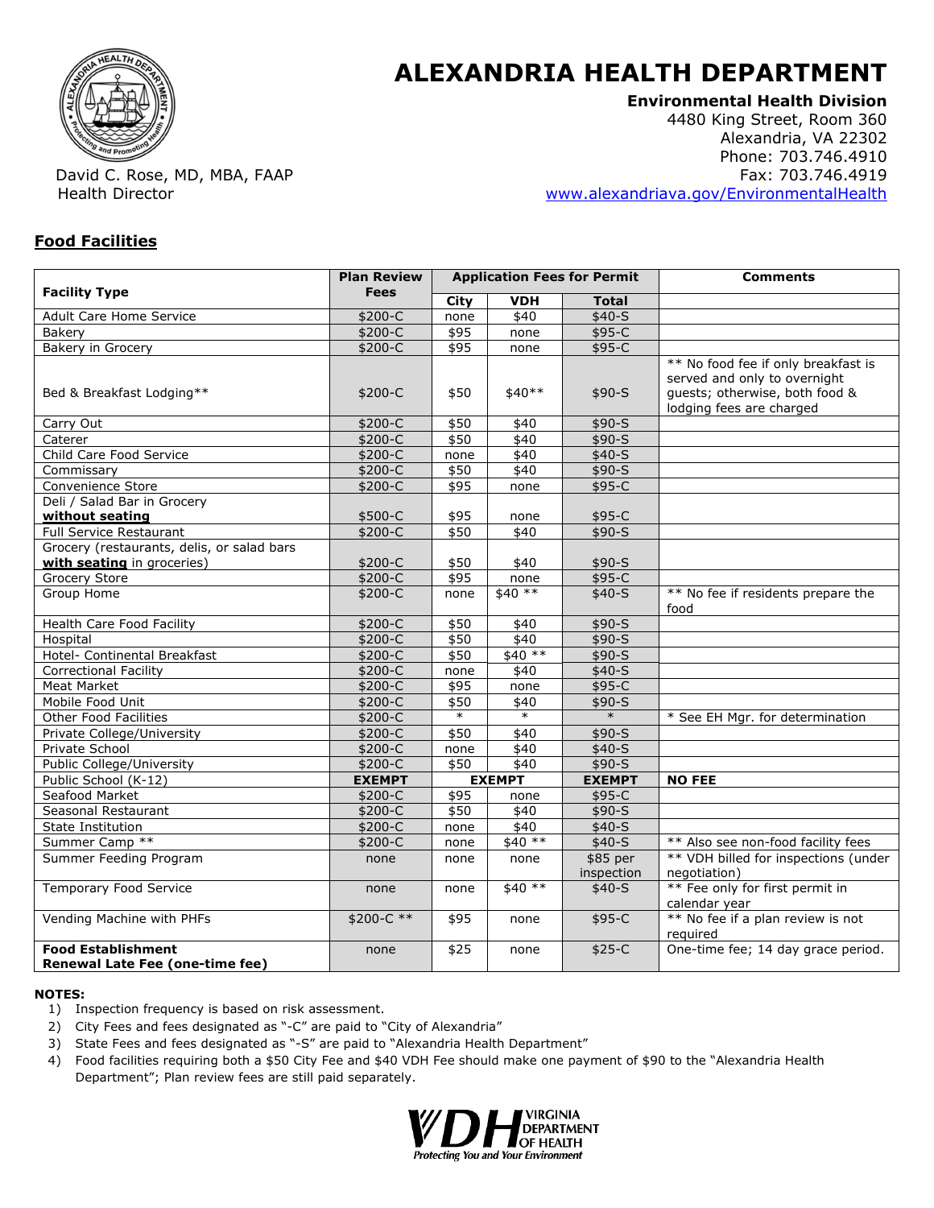# ALEXANDRIA HEALTH DEPARTMENT

**Environmental Health Division**
4480 King Street, Room 360
Alexandria, VA 22302
Phone: 703.746.4910
Fax: 703.746.4919
www.alexandriava.gov/EnvironmentalHealth

David C. Rose, MD, MBA, FAAP
Health Director

## Food Facilities

| Facility Type | Plan Review Fees | Application Fees for Permit | | | Comments |
|---|---|---|---|---|---|
| | | City | VDH | Total | |
| Adult Care Home Service | $200-C | none | $40 | $40-S | |
| Bakery | $200-C | $95 | none | $95-C | |
| Bakery in Grocery | $200-C | $95 | none | $95-C | |
| Bed & Breakfast Lodging** | $200-C | $50 | $40** | $90-S | ** No food fee if only breakfast is served and only to overnight guests; otherwise, both food & lodging fees are charged |
| Carry Out | $200-C | $50 | $40 | $90-S | |
| Caterer | $200-C | $50 | $40 | $90-S | |
| Child Care Food Service | $200-C | none | $40 | $40-S | |
| Commissary | $200-C | $50 | $40 | $90-S | |
| Convenience Store | $200-C | $95 | none | $95-C | |
| Deli / Salad Bar in Grocery **without seating** | $500-C | $95 | none | $95-C | |
| Full Service Restaurant | $200-C | $50 | $40 | $90-S | |
| Grocery (restaurants, delis, or salad bars **with seating** in groceries) | $200-C | $50 | $40 | $90-S | |
| Grocery Store | $200-C | $95 | none | $95-C | |
| Group Home | $200-C | none | $40 ** | $40-S | ** No fee if residents prepare the food |
| Health Care Food Facility | $200-C | $50 | $40 | $90-S | |
| Hospital | $200-C | $50 | $40 | $90-S | |
| Hotel- Continental Breakfast | $200-C | $50 | $40 ** | $90-S | |
| Correctional Facility | $200-C | none | $40 | $40-S | |
| Meat Market | $200-C | $95 | none | $95-C | |
| Mobile Food Unit | $200-C | $50 | $40 | $90-S | |
| Other Food Facilities | $200-C | * | * | * | * See EH Mgr. for determination |
| Private College/University | $200-C | $50 | $40 | $90-S | |
| Private School | $200-C | none | $40 | $40-S | |
| Public College/University | $200-C | $50 | $40 | $90-S | |
| Public School (K-12) | **EXEMPT** | **EXEMPT** | | **EXEMPT** | **NO FEE** |
| Seafood Market | $200-C | $95 | none | $95-C | |
| Seasonal Restaurant | $200-C | $50 | $40 | $90-S | |
| State Institution | $200-C | none | $40 | $40-S | |
| Summer Camp ** | $200-C | none | $40 ** | $40-S | ** Also see non-food facility fees |
| Summer Feeding Program | none | none | none | $85 per inspection | ** VDH billed for inspections (under negotiation) |
| Temporary Food Service | none | none | $40 ** | $40-S | ** Fee only for first permit in calendar year |
| Vending Machine with PHFs | $200-C ** | $95 | none | $95-C | ** No fee if a plan review is not required |
| **Food Establishment Renewal Late Fee (one-time fee)** | none | $25 | none | $25-C | One-time fee; 14 day grace period. |

**NOTES:**

1) Inspection frequency is based on risk assessment.
2) City Fees and fees designated as "-C" are paid to "City of Alexandria"
3) State Fees and fees designated as "-S" are paid to "Alexandria Health Department"
4) Food facilities requiring both a $50 City Fee and $40 VDH Fee should make one payment of $90 to the "Alexandria Health Department"; Plan review fees are still paid separately.

VDH VIRGINIA DEPARTMENT OF HEALTH
Protecting You and Your Environment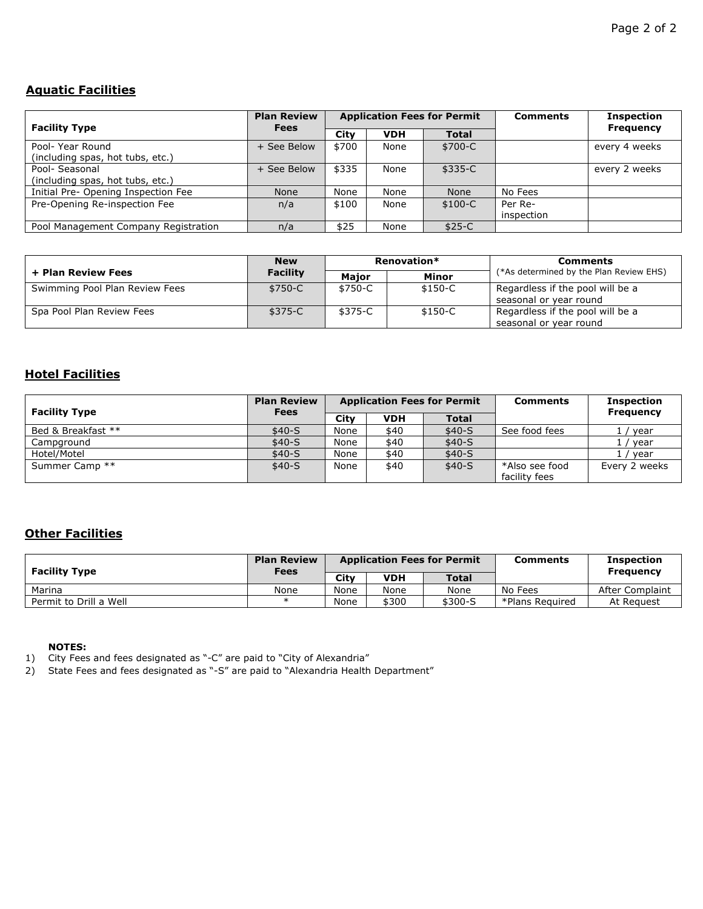## Aquatic Facilities

| Facility Type | Plan Review Fees | Application Fees for Permit | | | Comments | Inspection Frequency |
|---|---|---|---|---|---|---|
| | | City | VDH | Total | | |
| Pool- Year Round (including spas, hot tubs, etc.) | + See Below | $700 | None | $700-C | | every 4 weeks |
| Pool- Seasonal (including spas, hot tubs, etc.) | + See Below | $335 | None | $335-C | | every 2 weeks |
| Initial Pre- Opening Inspection Fee | None | None | None | None | No Fees | |
| Pre-Opening Re-inspection Fee | n/a | $100 | None | $100-C | Per Re-inspection | |
| Pool Management Company Registration | n/a | $25 | None | $25-C | | |

| + Plan Review Fees | New Facility | Renovation* | | Comments (*As determined by the Plan Review EHS) |
|---|---|---|---|---|
| | | Major | Minor | |
| Swimming Pool Plan Review Fees | $750-C | $750-C | $150-C | Regardless if the pool will be a seasonal or year round |
| Spa Pool Plan Review Fees | $375-C | $375-C | $150-C | Regardless if the pool will be a seasonal or year round |

## Hotel Facilities

| Facility Type | Plan Review Fees | Application Fees for Permit | | | Comments | Inspection Frequency |
|---|---|---|---|---|---|---|
| | | City | VDH | Total | | |
| Bed & Breakfast ** | $40-S | None | $40 | $40-S | See food fees | 1 / year |
| Campground | $40-S | None | $40 | $40-S | | 1 / year |
| Hotel/Motel | $40-S | None | $40 | $40-S | | 1 / year |
| Summer Camp ** | $40-S | None | $40 | $40-S | *Also see food facility fees | Every 2 weeks |

## Other Facilities

| Facility Type | Plan Review Fees | Application Fees for Permit | | | Comments | Inspection Frequency |
|---|---|---|---|---|---|---|
| | | City | VDH | Total | | |
| Marina | None | None | None | None | No Fees | After Complaint |
| Permit to Drill a Well | * | None | $300 | $300-S | *Plans Required | At Request |

**NOTES:**

1) City Fees and fees designated as "-C" are paid to "City of Alexandria"
2) State Fees and fees designated as "-S" are paid to "Alexandria Health Department"